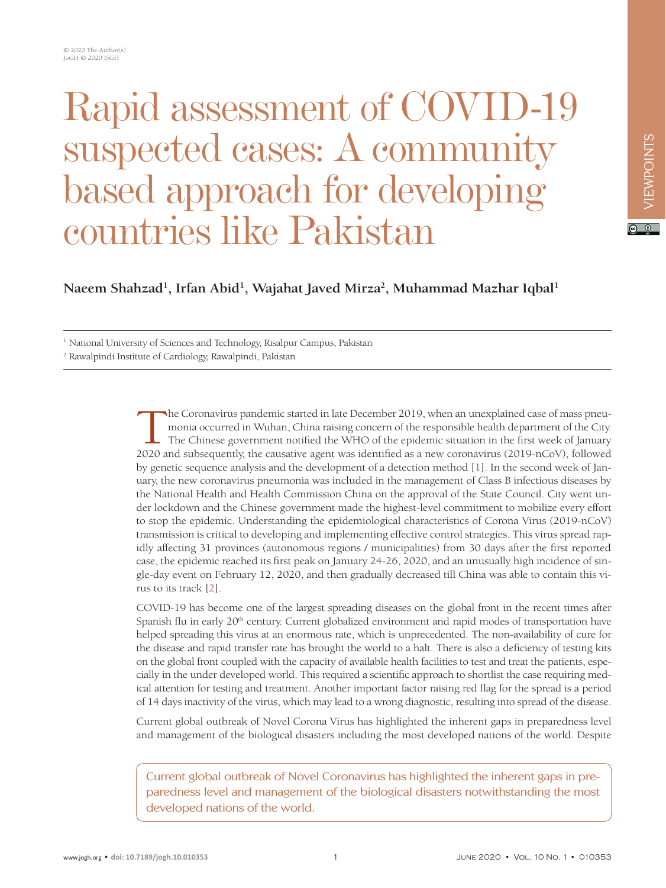# Rapid assessment of COVID-19 suspected cases: A community based approach for developing countries like Pakistan

**Naeem Shahzad[1], Irfan Abid[1], Wajahat Javed Mirza[2], Muhammad Mazhar Iqbal[1]**

[1] National University of Sciences and Technology, Risalpur Campus, Pakistan
[2] Rawalpindi Institute of Cardiology, Rawalpindi, Pakistan

The Coronavirus pandemic started in late December 2019, when an unexplained case of mass pneumonia occurred in Wuhan, China raising concern of the responsible health department of the City. The Chinese government notified the WHO of the epidemic situation in the first week of January 2020 and subsequently, the causative agent was identified as a new coronavirus (2019-nCoV), followed by genetic sequence analysis and the development of a detection method [1]. In the second week of January, the new coronavirus pneumonia was included in the management of Class B infectious diseases by the National Health and Health Commission China on the approval of the State Council. City went under lockdown and the Chinese government made the highest-level commitment to mobilize every effort to stop the epidemic. Understanding the epidemiological characteristics of Corona Virus (2019-nCoV) transmission is critical to developing and implementing effective control strategies. This virus spread rapidly affecting 31 provinces (autonomous regions / municipalities) from 30 days after the first reported case, the epidemic reached its first peak on January 24-26, 2020, and an unusually high incidence of single-day event on February 12, 2020, and then gradually decreased till China was able to contain this virus to its track [2].

COVID-19 has become one of the largest spreading diseases on the global front in the recent times after Spanish flu in early 20th century. Current globalized environment and rapid modes of transportation have helped spreading this virus at an enormous rate, which is unprecedented. The non-availability of cure for the disease and rapid transfer rate has brought the world to a halt. There is also a deficiency of testing kits on the global front coupled with the capacity of available health facilities to test and treat the patients, especially in the under developed world. This required a scientific approach to shortlist the case requiring medical attention for testing and treatment. Another important factor raising red flag for the spread is a period of 14 days inactivity of the virus, which may lead to a wrong diagnostic, resulting into spread of the disease.

Current global outbreak of Novel Corona Virus has highlighted the inherent gaps in preparedness level and management of the biological disasters including the most developed nations of the world. Despite

> Current global outbreak of Novel Coronavirus has highlighted the inherent gaps in preparedness level and management of the biological disasters notwithstanding the most developed nations of the world.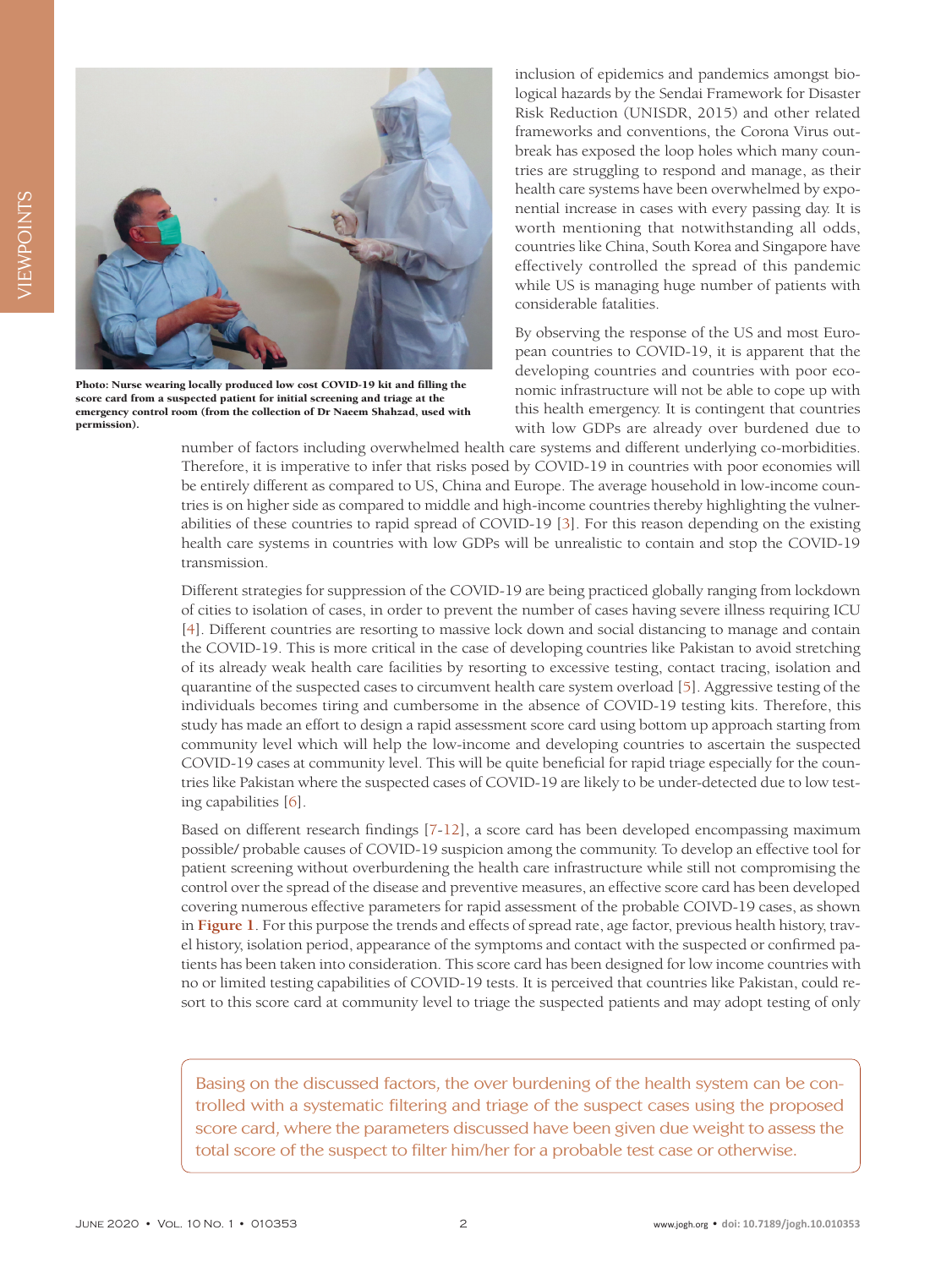Photo: Nurse wearing locally produced low cost COVID-19 kit and filling the score card from a suspected patient for initial screening and triage at the emergency control room (from the collection of Dr Naeem Shahzad, used with permission).

inclusion of epidemics and pandemics amongst biological hazards by the Sendai Framework for Disaster Risk Reduction (UNISDR, 2015) and other related frameworks and conventions, the Corona Virus outbreak has exposed the loop holes which many countries are struggling to respond and manage, as their health care systems have been overwhelmed by exponential increase in cases with every passing day. It is worth mentioning that notwithstanding all odds, countries like China, South Korea and Singapore have effectively controlled the spread of this pandemic while US is managing huge number of patients with considerable fatalities.

By observing the response of the US and most European countries to COVID-19, it is apparent that the developing countries and countries with poor economic infrastructure will not be able to cope up with this health emergency. It is contingent that countries with low GDPs are already over burdened due to number of factors including overwhelmed health care systems and different underlying co-morbidities. Therefore, it is imperative to infer that risks posed by COVID-19 in countries with poor economies will be entirely different as compared to US, China and Europe. The average household in low-income countries is on higher side as compared to middle and high-income countries thereby highlighting the vulnerabilities of these countries to rapid spread of COVID-19 [3]. For this reason depending on the existing health care systems in countries with low GDPs will be unrealistic to contain and stop the COVID-19 transmission.

Different strategies for suppression of the COVID-19 are being practiced globally ranging from lockdown of cities to isolation of cases, in order to prevent the number of cases having severe illness requiring ICU [4]. Different countries are resorting to massive lock down and social distancing to manage and contain the COVID-19. This is more critical in the case of developing countries like Pakistan to avoid stretching of its already weak health care facilities by resorting to excessive testing, contact tracing, isolation and quarantine of the suspected cases to circumvent health care system overload [5]. Aggressive testing of the individuals becomes tiring and cumbersome in the absence of COVID-19 testing kits. Therefore, this study has made an effort to design a rapid assessment score card using bottom up approach starting from community level which will help the low-income and developing countries to ascertain the suspected COVID-19 cases at community level. This will be quite beneficial for rapid triage especially for the countries like Pakistan where the suspected cases of COVID-19 are likely to be under-detected due to low testing capabilities [6].

Based on different research findings [7-12], a score card has been developed encompassing maximum possible/ probable causes of COVID-19 suspicion among the community. To develop an effective tool for patient screening without overburdening the health care infrastructure while still not compromising the control over the spread of the disease and preventive measures, an effective score card has been developed covering numerous effective parameters for rapid assessment of the probable COIVD-19 cases, as shown in **Figure 1**. For this purpose the trends and effects of spread rate, age factor, previous health history, travel history, isolation period, appearance of the symptoms and contact with the suspected or confirmed patients has been taken into consideration. This score card has been designed for low income countries with no or limited testing capabilities of COVID-19 tests. It is perceived that countries like Pakistan, could resort to this score card at community level to triage the suspected patients and may adopt testing of only

> Basing on the discussed factors, the over burdening of the health system can be controlled with a systematic filtering and triage of the suspect cases using the proposed score card, where the parameters discussed have been given due weight to assess the total score of the suspect to filter him/her for a probable test case or otherwise.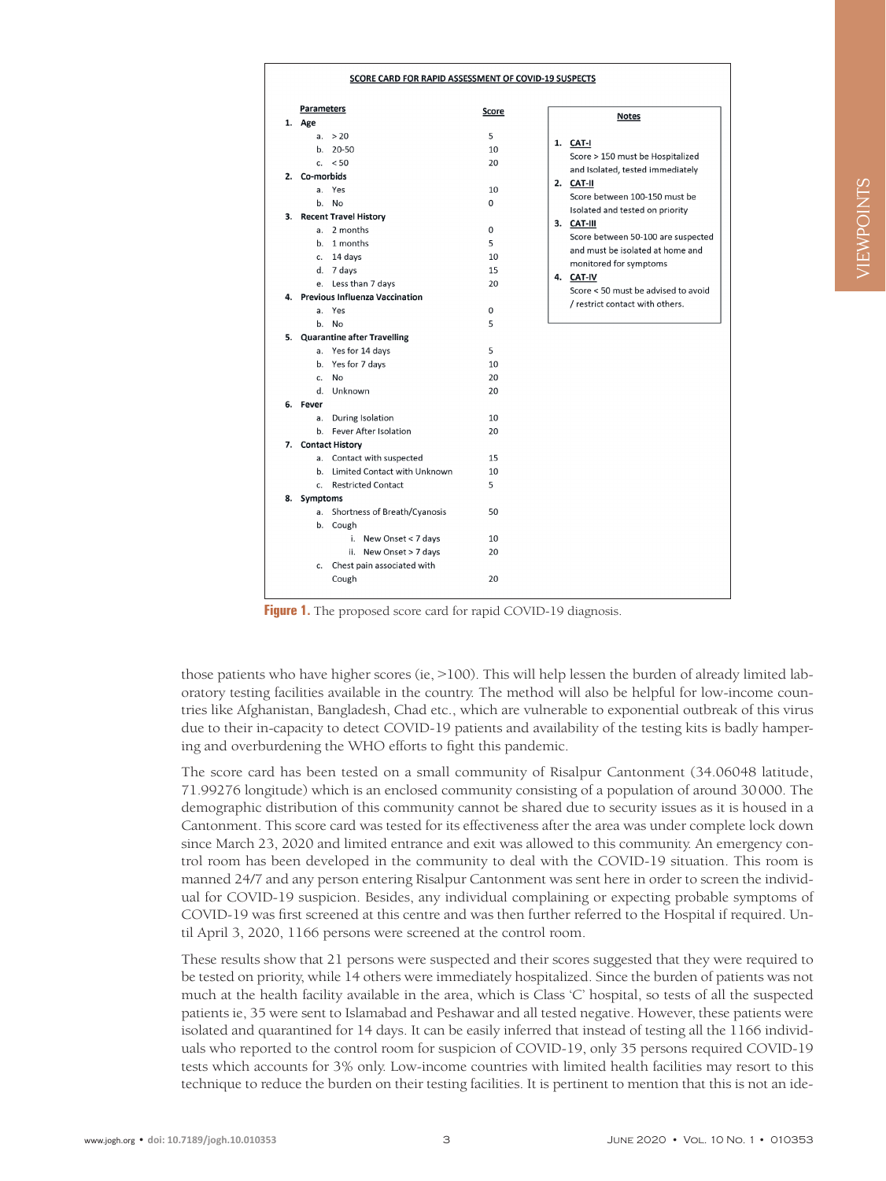**SCORE CARD FOR RAPID ASSESSMENT OF COVID-19 SUSPECTS**

| Parameters | Score |
|---|---|
| **1. Age** | |
| a. > 20 | 5 |
| b. 20-50 | 10 |
| c. < 50 | 20 |
| **2. Co-morbids** | |
| a. Yes | 10 |
| b. No | 0 |
| **3. Recent Travel History** | |
| a. 2 months | 0 |
| b. 1 months | 5 |
| c. 14 days | 10 |
| d. 7 days | 15 |
| e. Less than 7 days | 20 |
| **4. Previous Influenza Vaccination** | |
| a. Yes | 0 |
| b. No | 5 |
| **5. Quarantine after Travelling** | |
| a. Yes for 14 days | 5 |
| b. Yes for 7 days | 10 |
| c. No | 20 |
| d. Unknown | 20 |
| **6. Fever** | |
| a. During Isolation | 10 |
| b. Fever After Isolation | 20 |
| **7. Contact History** | |
| a. Contact with suspected | 15 |
| b. Limited Contact with Unknown | 10 |
| c. Restricted Contact | 5 |
| **8. Symptoms** | |
| a. Shortness of Breath/Cyanosis | 50 |
| b. Cough | |
| i. New Onset < 7 days | 10 |
| ii. New Onset > 7 days | 20 |
| c. Chest pain associated with Cough | 20 |

**Notes**

1. CAT-I  
   Score > 150 must be Hospitalized and Isolated, tested immediately
2. CAT-II  
   Score between 100-150 must be Isolated and tested on priority
3. CAT-III  
   Score between 50-100 are suspected and must be isolated at home and monitored for symptoms
4. CAT-IV  
   Score < 50 must be advised to avoid / restrict contact with others.

**Figure 1.** The proposed score card for rapid COVID-19 diagnosis.

those patients who have higher scores (ie, >100). This will help lessen the burden of already limited laboratory testing facilities available in the country. The method will also be helpful for low-income countries like Afghanistan, Bangladesh, Chad etc., which are vulnerable to exponential outbreak of this virus due to their in-capacity to detect COVID-19 patients and availability of the testing kits is badly hampering and overburdening the WHO efforts to fight this pandemic.

The score card has been tested on a small community of Risalpur Cantonment (34.06048 latitude, 71.99276 longitude) which is an enclosed community consisting of a population of around 30 000. The demographic distribution of this community cannot be shared due to security issues as it is housed in a Cantonment. This score card was tested for its effectiveness after the area was under complete lock down since March 23, 2020 and limited entrance and exit was allowed to this community. An emergency control room has been developed in the community to deal with the COVID-19 situation. This room is manned 24/7 and any person entering Risalpur Cantonment was sent here in order to screen the individual for COVID-19 suspicion. Besides, any individual complaining or expecting probable symptoms of COVID-19 was first screened at this centre and was then further referred to the Hospital if required. Until April 3, 2020, 1166 persons were screened at the control room.

These results show that 21 persons were suspected and their scores suggested that they were required to be tested on priority, while 14 others were immediately hospitalized. Since the burden of patients was not much at the health facility available in the area, which is Class 'C' hospital, so tests of all the suspected patients ie, 35 were sent to Islamabad and Peshawar and all tested negative. However, these patients were isolated and quarantined for 14 days. It can be easily inferred that instead of testing all the 1166 individuals who reported to the control room for suspicion of COVID-19, only 35 persons required COVID-19 tests which accounts for 3% only. Low-income countries with limited health facilities may resort to this technique to reduce the burden on their testing facilities. It is pertinent to mention that this is not an ide-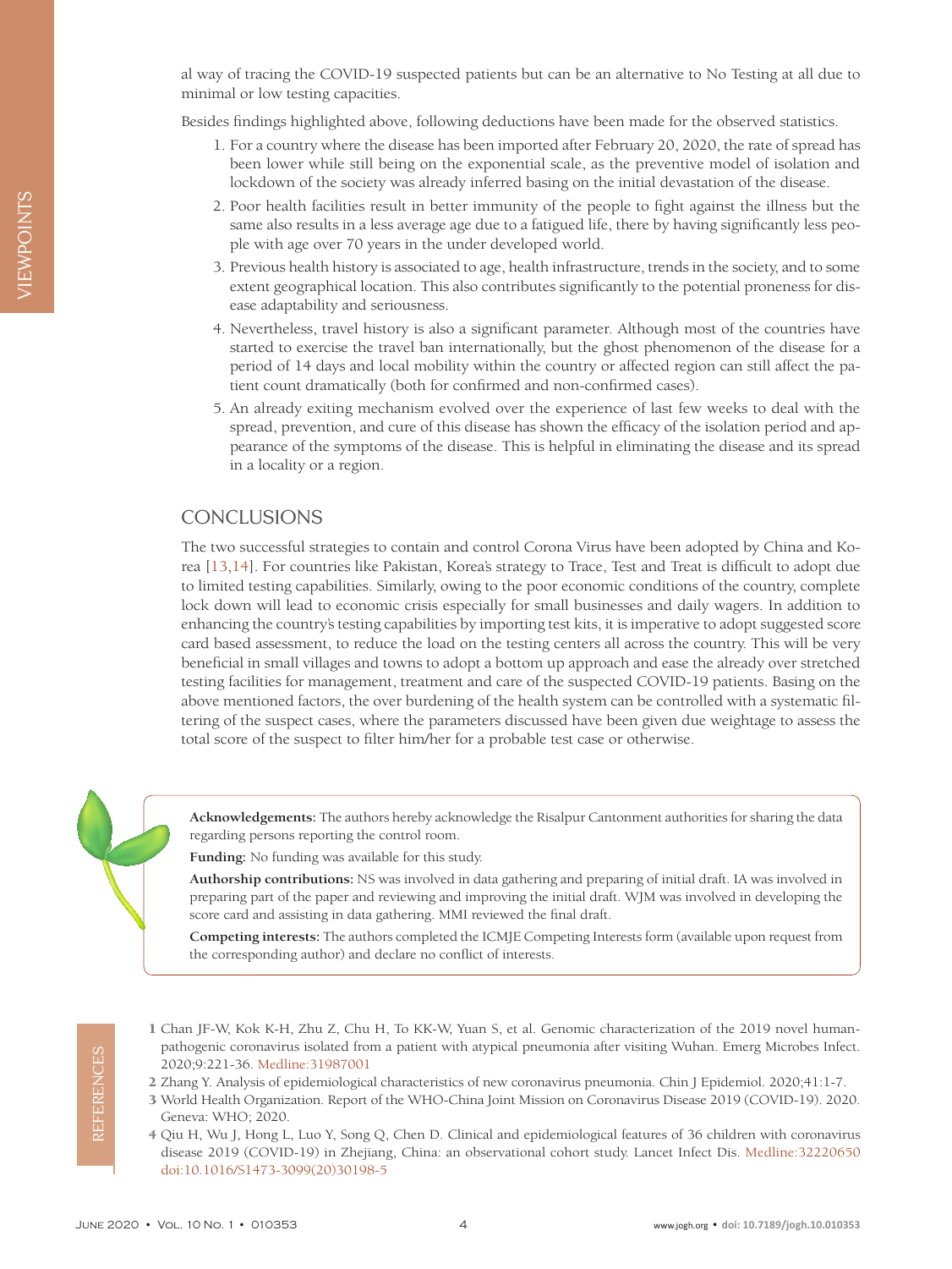al way of tracing the COVID-19 suspected patients but can be an alternative to No Testing at all due to minimal or low testing capacities.

Besides findings highlighted above, following deductions have been made for the observed statistics.

1. For a country where the disease has been imported after February 20, 2020, the rate of spread has been lower while still being on the exponential scale, as the preventive model of isolation and lockdown of the society was already inferred basing on the initial devastation of the disease.
2. Poor health facilities result in better immunity of the people to fight against the illness but the same also results in a less average age due to a fatigued life, there by having significantly less people with age over 70 years in the under developed world.
3. Previous health history is associated to age, health infrastructure, trends in the society, and to some extent geographical location. This also contributes significantly to the potential proneness for disease adaptability and seriousness.
4. Nevertheless, travel history is also a significant parameter. Although most of the countries have started to exercise the travel ban internationally, but the ghost phenomenon of the disease for a period of 14 days and local mobility within the country or affected region can still affect the patient count dramatically (both for confirmed and non-confirmed cases).
5. An already exiting mechanism evolved over the experience of last few weeks to deal with the spread, prevention, and cure of this disease has shown the efficacy of the isolation period and appearance of the symptoms of the disease. This is helpful in eliminating the disease and its spread in a locality or a region.

## CONCLUSIONS

The two successful strategies to contain and control Corona Virus have been adopted by China and Korea [13,14]. For countries like Pakistan, Korea's strategy to Trace, Test and Treat is difficult to adopt due to limited testing capabilities. Similarly, owing to the poor economic conditions of the country, complete lock down will lead to economic crisis especially for small businesses and daily wagers. In addition to enhancing the country's testing capabilities by importing test kits, it is imperative to adopt suggested score card based assessment, to reduce the load on the testing centers all across the country. This will be very beneficial in small villages and towns to adopt a bottom up approach and ease the already over stretched testing facilities for management, treatment and care of the suspected COVID-19 patients. Basing on the above mentioned factors, the over burdening of the health system can be controlled with a systematic filtering of the suspect cases, where the parameters discussed have been given due weightage to assess the total score of the suspect to filter him/her for a probable test case or otherwise.

**Acknowledgements:** The authors hereby acknowledge the Risalpur Cantonment authorities for sharing the data regarding persons reporting the control room.

**Funding:** No funding was available for this study.

**Authorship contributions:** NS was involved in data gathering and preparing of initial draft. IA was involved in preparing part of the paper and reviewing and improving the initial draft. WJM was involved in developing the score card and assisting in data gathering. MMI reviewed the final draft.

**Competing interests:** The authors completed the ICMJE Competing Interests form (available upon request from the corresponding author) and declare no conflict of interests.

## REFERENCES

1 Chan JF-W, Kok K-H, Zhu Z, Chu H, To KK-W, Yuan S, et al. Genomic characterization of the 2019 novel human-pathogenic coronavirus isolated from a patient with atypical pneumonia after visiting Wuhan. Emerg Microbes Infect. 2020;9:221-36. Medline:31987001

2 Zhang Y. Analysis of epidemiological characteristics of new coronavirus pneumonia. Chin J Epidemiol. 2020;41:1-7.

3 World Health Organization. Report of the WHO-China Joint Mission on Coronavirus Disease 2019 (COVID-19). 2020. Geneva: WHO; 2020.

4 Qiu H, Wu J, Hong L, Luo Y, Song Q, Chen D. Clinical and epidemiological features of 36 children with coronavirus disease 2019 (COVID-19) in Zhejiang, China: an observational cohort study. Lancet Infect Dis. Medline:32220650 doi:10.1016/S1473-3099(20)30198-5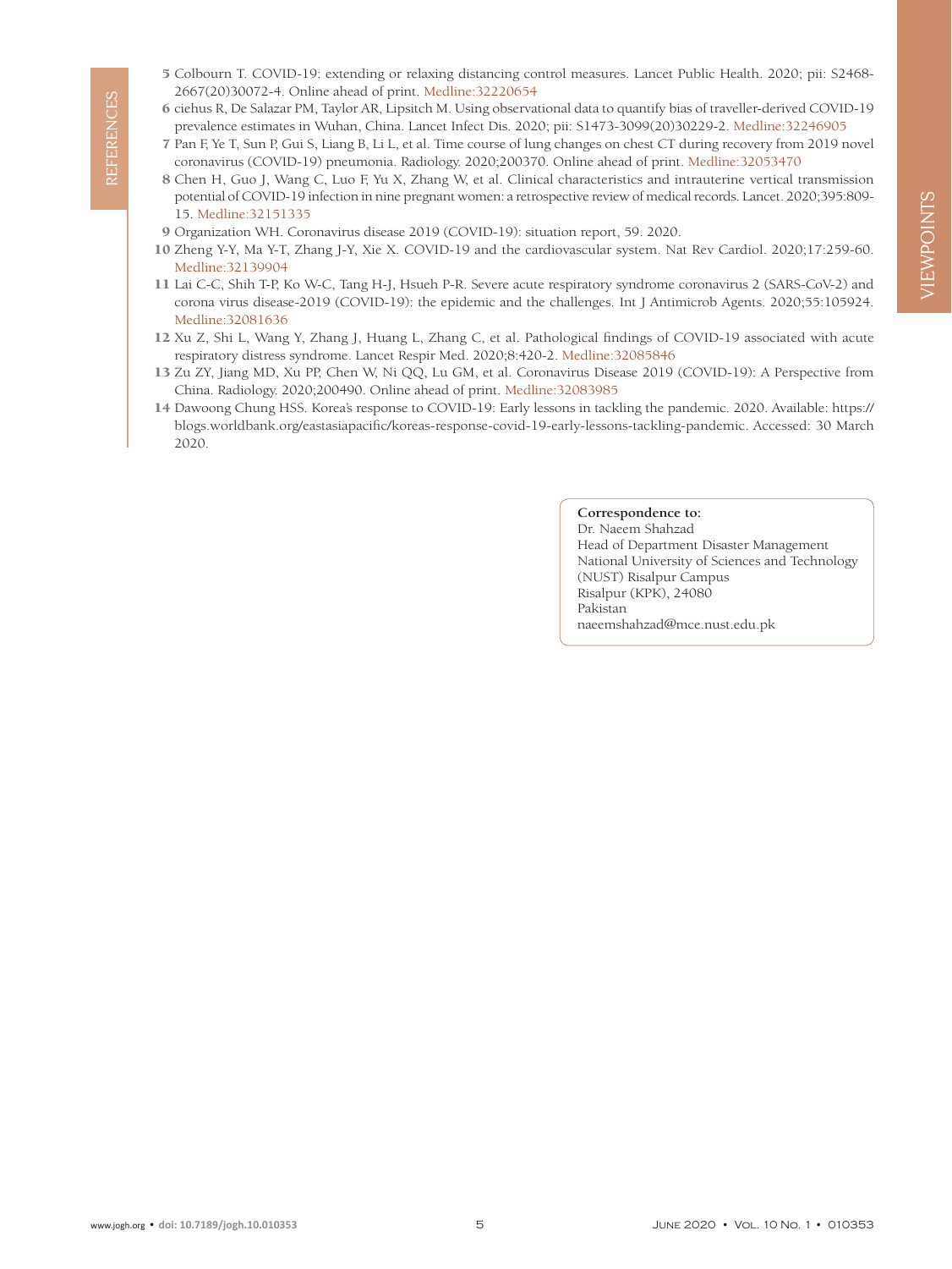5 Colbourn T. COVID-19: extending or relaxing distancing control measures. Lancet Public Health. 2020; pii: S2468-2667(20)30072-4. Online ahead of print. Medline:32220654

6 ciehus R, De Salazar PM, Taylor AR, Lipsitch M. Using observational data to quantify bias of traveller-derived COVID-19 prevalence estimates in Wuhan, China. Lancet Infect Dis. 2020; pii: S1473-3099(20)30229-2. Medline:32246905

7 Pan F, Ye T, Sun P, Gui S, Liang B, Li L, et al. Time course of lung changes on chest CT during recovery from 2019 novel coronavirus (COVID-19) pneumonia. Radiology. 2020;200370. Online ahead of print. Medline:32053470

8 Chen H, Guo J, Wang C, Luo F, Yu X, Zhang W, et al. Clinical characteristics and intrauterine vertical transmission potential of COVID-19 infection in nine pregnant women: a retrospective review of medical records. Lancet. 2020;395:809-15. Medline:32151335

9 Organization WH. Coronavirus disease 2019 (COVID-19): situation report, 59. 2020.

10 Zheng Y-Y, Ma Y-T, Zhang J-Y, Xie X. COVID-19 and the cardiovascular system. Nat Rev Cardiol. 2020;17:259-60. Medline:32139904

11 Lai C-C, Shih T-P, Ko W-C, Tang H-J, Hsueh P-R. Severe acute respiratory syndrome coronavirus 2 (SARS-CoV-2) and corona virus disease-2019 (COVID-19): the epidemic and the challenges. Int J Antimicrob Agents. 2020;55:105924. Medline:32081636

12 Xu Z, Shi L, Wang Y, Zhang J, Huang L, Zhang C, et al. Pathological findings of COVID-19 associated with acute respiratory distress syndrome. Lancet Respir Med. 2020;8:420-2. Medline:32085846

13 Zu ZY, Jiang MD, Xu PP, Chen W, Ni QQ, Lu GM, et al. Coronavirus Disease 2019 (COVID-19): A Perspective from China. Radiology. 2020;200490. Online ahead of print. Medline:32083985

14 Dawoong Chung HSS. Korea's response to COVID-19: Early lessons in tackling the pandemic. 2020. Available: https://blogs.worldbank.org/eastasiapacific/koreas-response-covid-19-early-lessons-tackling-pandemic. Accessed: 30 March 2020.

**Correspondence to:**
Dr. Naeem Shahzad
Head of Department Disaster Management
National University of Sciences and Technology (NUST) Risalpur Campus
Risalpur (KPK), 24080
Pakistan
naeemshahzad@mce.nust.edu.pk